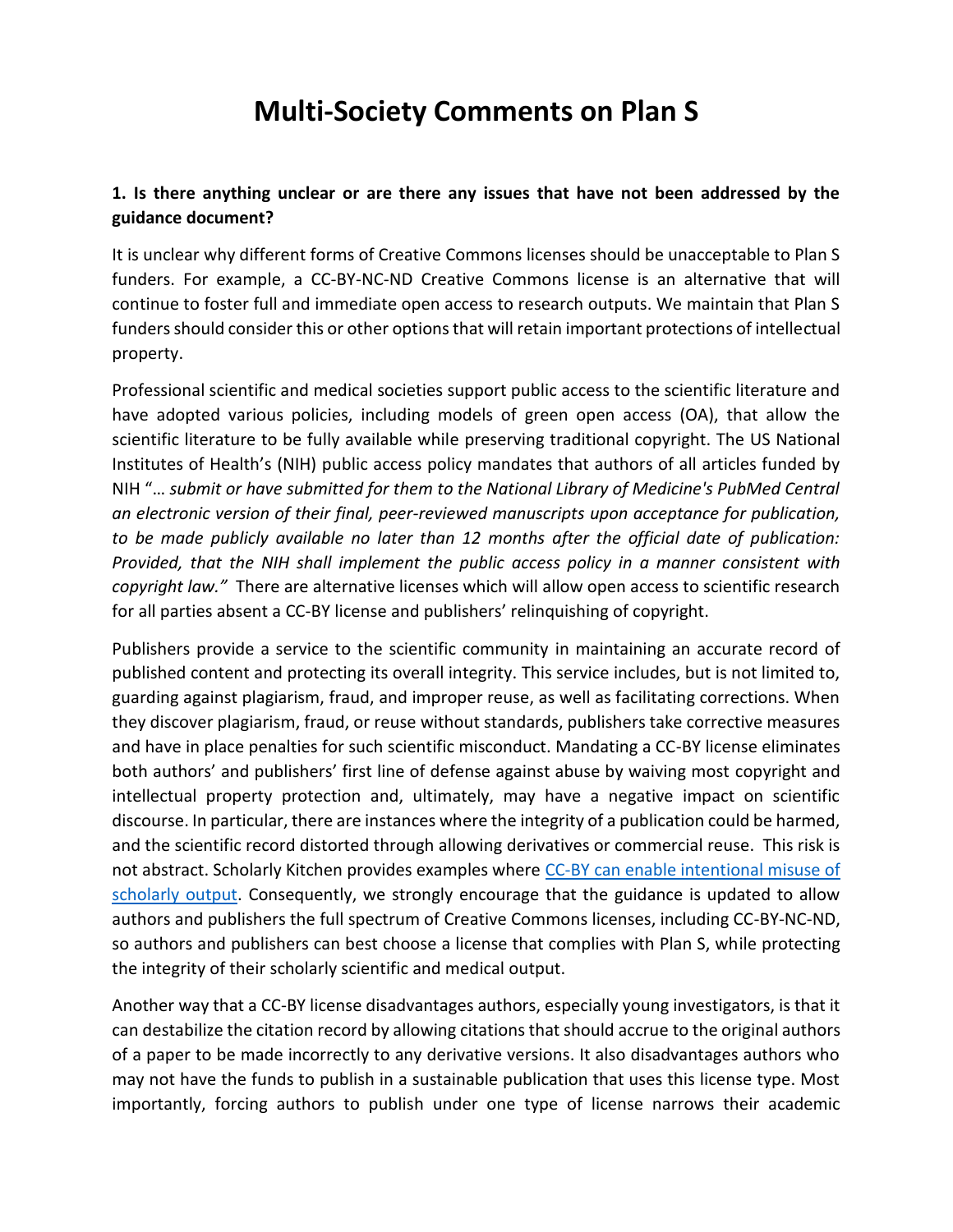# Multi-Society Comments on Plan S

**1. Is there anything unclear or are there any issues that have not been addressed by the guidance document?**

It is unclear why different forms of Creative Commons licenses should be unacceptable to Plan S funders. For example, a CC-BY-NC-ND Creative Commons license is an alternative that will continue to foster full and immediate open access to research outputs. We maintain that Plan S funders should consider this or other options that will retain important protections of intellectual property.

Professional scientific and medical societies support public access to the scientific literature and have adopted various policies, including models of green open access (OA), that allow the scientific literature to be fully available while preserving traditional copyright. The US National Institutes of Health's (NIH) public access policy mandates that authors of all articles funded by NIH "*… submit or have submitted for them to the National Library of Medicine's PubMed Central an electronic version of their final, peer-reviewed manuscripts upon acceptance for publication, to be made publicly available no later than 12 months after the official date of publication: Provided, that the NIH shall implement the public access policy in a manner consistent with copyright law."* There are alternative licenses which will allow open access to scientific research for all parties absent a CC-BY license and publishers' relinquishing of copyright.

Publishers provide a service to the scientific community in maintaining an accurate record of published content and protecting its overall integrity. This service includes, but is not limited to, guarding against plagiarism, fraud, and improper reuse, as well as facilitating corrections. When they discover plagiarism, fraud, or reuse without standards, publishers take corrective measures and have in place penalties for such scientific misconduct. Mandating a CC-BY license eliminates both authors' and publishers' first line of defense against abuse by waiving most copyright and intellectual property protection and, ultimately, may have a negative impact on scientific discourse. In particular, there are instances where the integrity of a publication could be harmed, and the scientific record distorted through allowing derivatives or commercial reuse. This risk is not abstract. Scholarly Kitchen provides examples where [CC-BY can enable intentional misuse of scholarly output](). Consequently, we strongly encourage that the guidance is updated to allow authors and publishers the full spectrum of Creative Commons licenses, including CC-BY-NC-ND, so authors and publishers can best choose a license that complies with Plan S, while protecting the integrity of their scholarly scientific and medical output.

Another way that a CC-BY license disadvantages authors, especially young investigators, is that it can destabilize the citation record by allowing citations that should accrue to the original authors of a paper to be made incorrectly to any derivative versions. It also disadvantages authors who may not have the funds to publish in a sustainable publication that uses this license type. Most importantly, forcing authors to publish under one type of license narrows their academic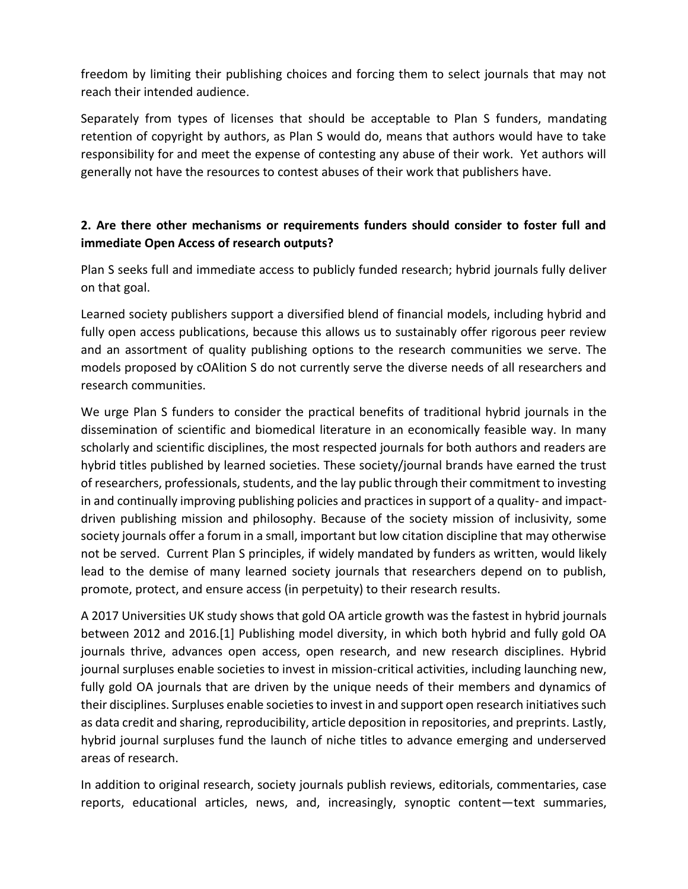freedom by limiting their publishing choices and forcing them to select journals that may not reach their intended audience.

Separately from types of licenses that should be acceptable to Plan S funders, mandating retention of copyright by authors, as Plan S would do, means that authors would have to take responsibility for and meet the expense of contesting any abuse of their work. Yet authors will generally not have the resources to contest abuses of their work that publishers have.

**2. Are there other mechanisms or requirements funders should consider to foster full and immediate Open Access of research outputs?**

Plan S seeks full and immediate access to publicly funded research; hybrid journals fully deliver on that goal.

Learned society publishers support a diversified blend of financial models, including hybrid and fully open access publications, because this allows us to sustainably offer rigorous peer review and an assortment of quality publishing options to the research communities we serve. The models proposed by cOAlition S do not currently serve the diverse needs of all researchers and research communities.

We urge Plan S funders to consider the practical benefits of traditional hybrid journals in the dissemination of scientific and biomedical literature in an economically feasible way. In many scholarly and scientific disciplines, the most respected journals for both authors and readers are hybrid titles published by learned societies. These society/journal brands have earned the trust of researchers, professionals, students, and the lay public through their commitment to investing in and continually improving publishing policies and practices in support of a quality- and impact-driven publishing mission and philosophy. Because of the society mission of inclusivity, some society journals offer a forum in a small, important but low citation discipline that may otherwise not be served. Current Plan S principles, if widely mandated by funders as written, would likely lead to the demise of many learned society journals that researchers depend on to publish, promote, protect, and ensure access (in perpetuity) to their research results.

A 2017 Universities UK study shows that gold OA article growth was the fastest in hybrid journals between 2012 and 2016.[1] Publishing model diversity, in which both hybrid and fully gold OA journals thrive, advances open access, open research, and new research disciplines. Hybrid journal surpluses enable societies to invest in mission-critical activities, including launching new, fully gold OA journals that are driven by the unique needs of their members and dynamics of their disciplines. Surpluses enable societies to invest in and support open research initiatives such as data credit and sharing, reproducibility, article deposition in repositories, and preprints. Lastly, hybrid journal surpluses fund the launch of niche titles to advance emerging and underserved areas of research.

In addition to original research, society journals publish reviews, editorials, commentaries, case reports, educational articles, news, and, increasingly, synoptic content—text summaries,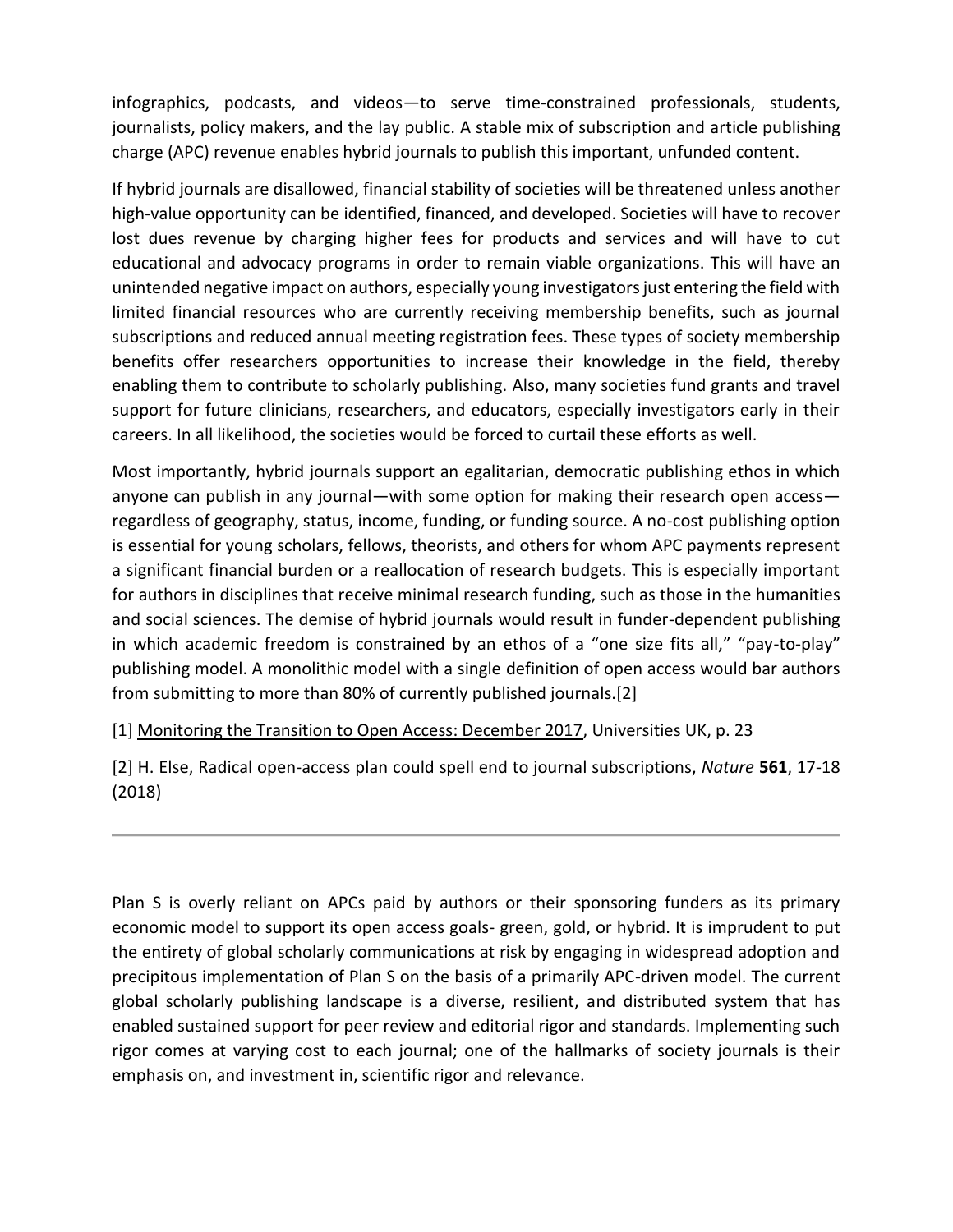infographics, podcasts, and videos—to serve time-constrained professionals, students, journalists, policy makers, and the lay public. A stable mix of subscription and article publishing charge (APC) revenue enables hybrid journals to publish this important, unfunded content.

If hybrid journals are disallowed, financial stability of societies will be threatened unless another high-value opportunity can be identified, financed, and developed. Societies will have to recover lost dues revenue by charging higher fees for products and services and will have to cut educational and advocacy programs in order to remain viable organizations. This will have an unintended negative impact on authors, especially young investigators just entering the field with limited financial resources who are currently receiving membership benefits, such as journal subscriptions and reduced annual meeting registration fees. These types of society membership benefits offer researchers opportunities to increase their knowledge in the field, thereby enabling them to contribute to scholarly publishing. Also, many societies fund grants and travel support for future clinicians, researchers, and educators, especially investigators early in their careers. In all likelihood, the societies would be forced to curtail these efforts as well.

Most importantly, hybrid journals support an egalitarian, democratic publishing ethos in which anyone can publish in any journal—with some option for making their research open access—regardless of geography, status, income, funding, or funding source. A no-cost publishing option is essential for young scholars, fellows, theorists, and others for whom APC payments represent a significant financial burden or a reallocation of research budgets. This is especially important for authors in disciplines that receive minimal research funding, such as those in the humanities and social sciences. The demise of hybrid journals would result in funder-dependent publishing in which academic freedom is constrained by an ethos of a "one size fits all," "pay-to-play" publishing model. A monolithic model with a single definition of open access would bar authors from submitting to more than 80% of currently published journals.[2]

[1] Monitoring the Transition to Open Access: December 2017, Universities UK, p. 23

[2] H. Else, Radical open-access plan could spell end to journal subscriptions, *Nature* **561**, 17-18 (2018)

---

Plan S is overly reliant on APCs paid by authors or their sponsoring funders as its primary economic model to support its open access goals- green, gold, or hybrid. It is imprudent to put the entirety of global scholarly communications at risk by engaging in widespread adoption and precipitous implementation of Plan S on the basis of a primarily APC-driven model. The current global scholarly publishing landscape is a diverse, resilient, and distributed system that has enabled sustained support for peer review and editorial rigor and standards. Implementing such rigor comes at varying cost to each journal; one of the hallmarks of society journals is their emphasis on, and investment in, scientific rigor and relevance.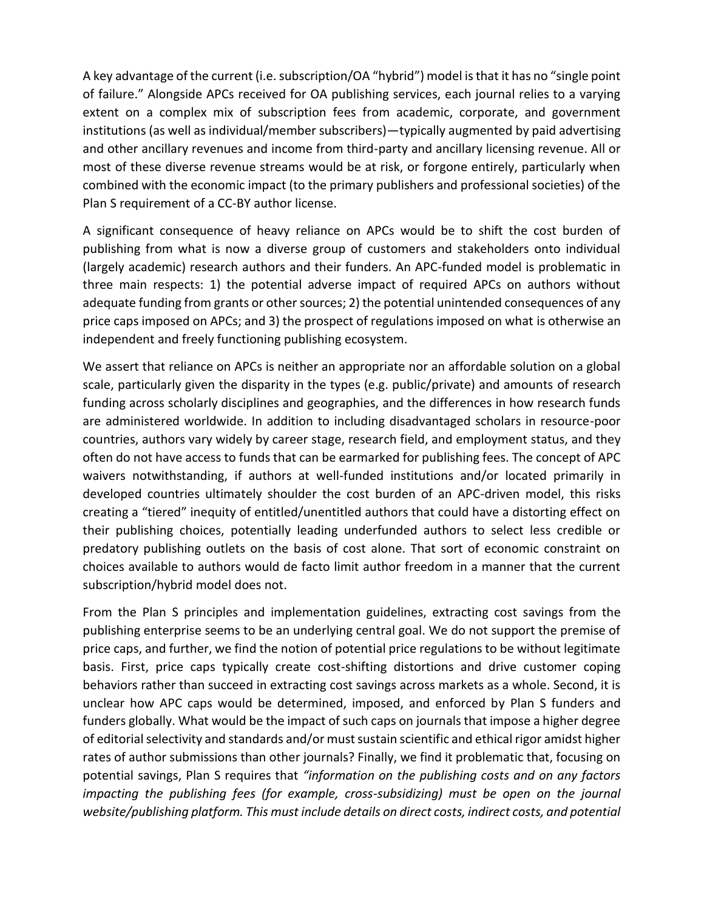A key advantage of the current (i.e. subscription/OA "hybrid") model is that it has no "single point of failure." Alongside APCs received for OA publishing services, each journal relies to a varying extent on a complex mix of subscription fees from academic, corporate, and government institutions (as well as individual/member subscribers)—typically augmented by paid advertising and other ancillary revenues and income from third-party and ancillary licensing revenue. All or most of these diverse revenue streams would be at risk, or forgone entirely, particularly when combined with the economic impact (to the primary publishers and professional societies) of the Plan S requirement of a CC-BY author license.

A significant consequence of heavy reliance on APCs would be to shift the cost burden of publishing from what is now a diverse group of customers and stakeholders onto individual (largely academic) research authors and their funders. An APC-funded model is problematic in three main respects: 1) the potential adverse impact of required APCs on authors without adequate funding from grants or other sources; 2) the potential unintended consequences of any price caps imposed on APCs; and 3) the prospect of regulations imposed on what is otherwise an independent and freely functioning publishing ecosystem.

We assert that reliance on APCs is neither an appropriate nor an affordable solution on a global scale, particularly given the disparity in the types (e.g. public/private) and amounts of research funding across scholarly disciplines and geographies, and the differences in how research funds are administered worldwide. In addition to including disadvantaged scholars in resource-poor countries, authors vary widely by career stage, research field, and employment status, and they often do not have access to funds that can be earmarked for publishing fees. The concept of APC waivers notwithstanding, if authors at well-funded institutions and/or located primarily in developed countries ultimately shoulder the cost burden of an APC-driven model, this risks creating a "tiered" inequity of entitled/unentitled authors that could have a distorting effect on their publishing choices, potentially leading underfunded authors to select less credible or predatory publishing outlets on the basis of cost alone. That sort of economic constraint on choices available to authors would de facto limit author freedom in a manner that the current subscription/hybrid model does not.

From the Plan S principles and implementation guidelines, extracting cost savings from the publishing enterprise seems to be an underlying central goal. We do not support the premise of price caps, and further, we find the notion of potential price regulations to be without legitimate basis. First, price caps typically create cost-shifting distortions and drive customer coping behaviors rather than succeed in extracting cost savings across markets as a whole. Second, it is unclear how APC caps would be determined, imposed, and enforced by Plan S funders and funders globally. What would be the impact of such caps on journals that impose a higher degree of editorial selectivity and standards and/or must sustain scientific and ethical rigor amidst higher rates of author submissions than other journals? Finally, we find it problematic that, focusing on potential savings, Plan S requires that *"information on the publishing costs and on any factors impacting the publishing fees (for example, cross-subsidizing) must be open on the journal website/publishing platform. This must include details on direct costs, indirect costs, and potential*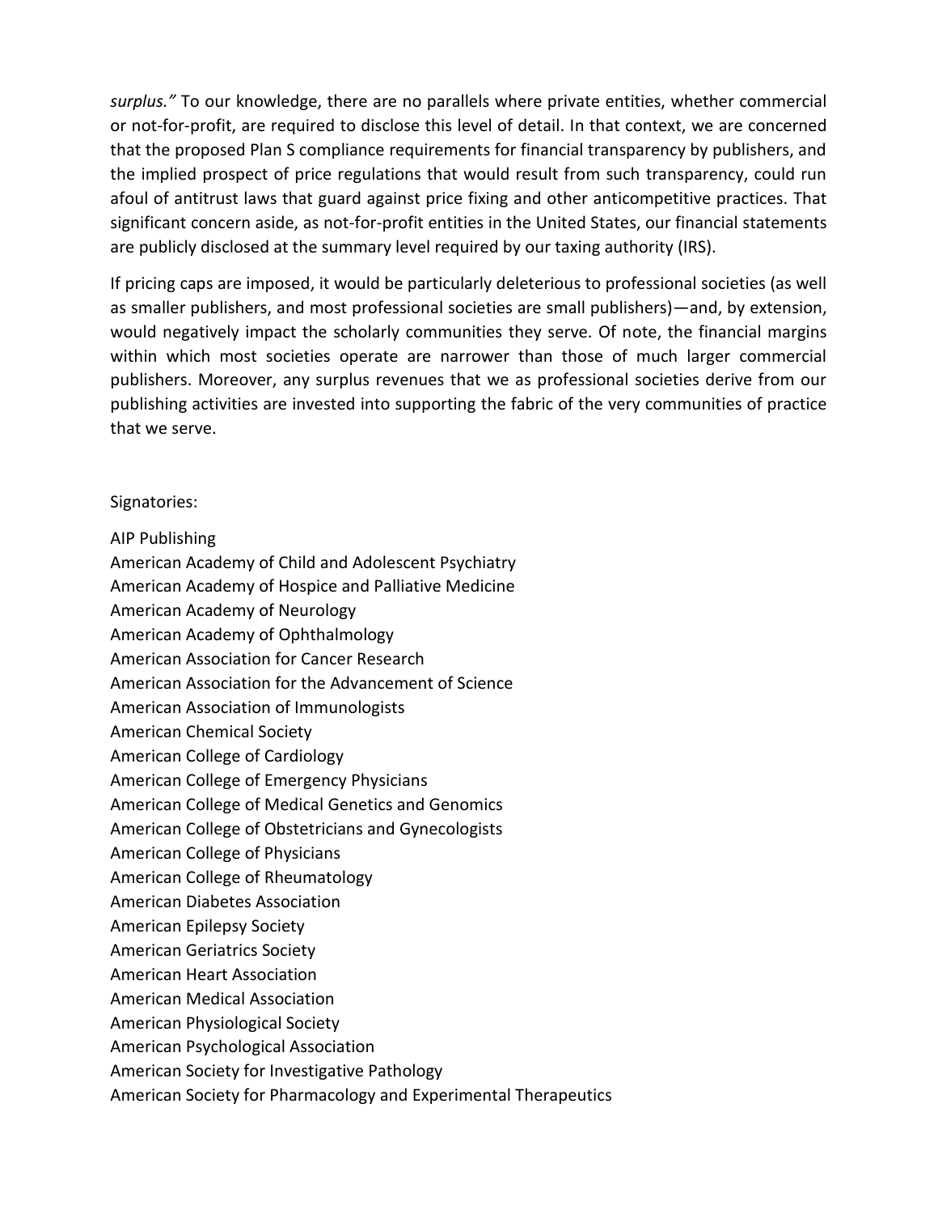*surplus."* To our knowledge, there are no parallels where private entities, whether commercial or not-for-profit, are required to disclose this level of detail. In that context, we are concerned that the proposed Plan S compliance requirements for financial transparency by publishers, and the implied prospect of price regulations that would result from such transparency, could run afoul of antitrust laws that guard against price fixing and other anticompetitive practices. That significant concern aside, as not-for-profit entities in the United States, our financial statements are publicly disclosed at the summary level required by our taxing authority (IRS).

If pricing caps are imposed, it would be particularly deleterious to professional societies (as well as smaller publishers, and most professional societies are small publishers)—and, by extension, would negatively impact the scholarly communities they serve. Of note, the financial margins within which most societies operate are narrower than those of much larger commercial publishers. Moreover, any surplus revenues that we as professional societies derive from our publishing activities are invested into supporting the fabric of the very communities of practice that we serve.

Signatories:

AIP Publishing
American Academy of Child and Adolescent Psychiatry
American Academy of Hospice and Palliative Medicine
American Academy of Neurology
American Academy of Ophthalmology
American Association for Cancer Research
American Association for the Advancement of Science
American Association of Immunologists
American Chemical Society
American College of Cardiology
American College of Emergency Physicians
American College of Medical Genetics and Genomics
American College of Obstetricians and Gynecologists
American College of Physicians
American College of Rheumatology
American Diabetes Association
American Epilepsy Society
American Geriatrics Society
American Heart Association
American Medical Association
American Physiological Society
American Psychological Association
American Society for Investigative Pathology
American Society for Pharmacology and Experimental Therapeutics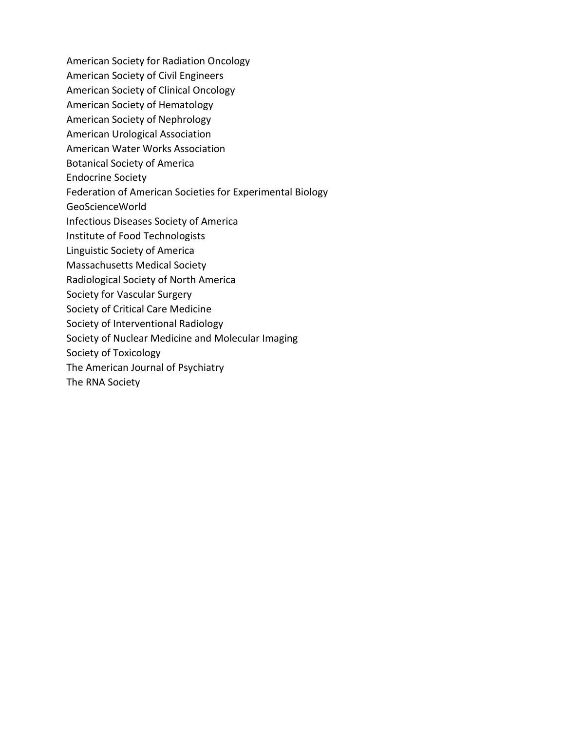American Society for Radiation Oncology
American Society of Civil Engineers
American Society of Clinical Oncology
American Society of Hematology
American Society of Nephrology
American Urological Association
American Water Works Association
Botanical Society of America
Endocrine Society
Federation of American Societies for Experimental Biology
GeoScienceWorld
Infectious Diseases Society of America
Institute of Food Technologists
Linguistic Society of America
Massachusetts Medical Society
Radiological Society of North America
Society for Vascular Surgery
Society of Critical Care Medicine
Society of Interventional Radiology
Society of Nuclear Medicine and Molecular Imaging
Society of Toxicology
The American Journal of Psychiatry
The RNA Society